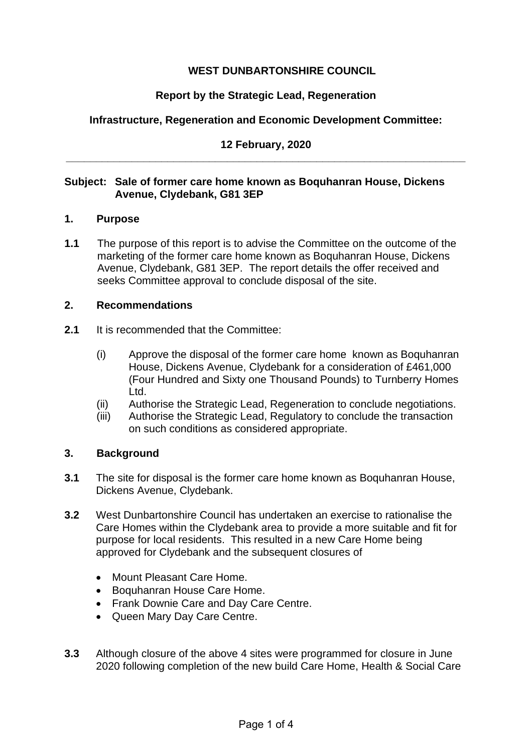**WEST DUNBARTONSHIRE COUNCIL**

**Report by the Strategic Lead, Regeneration**

**Infrastructure, Regeneration and Economic Development Committee:**

**12 February, 2020**

---

**Subject: Sale of former care home known as Boquhanran House, Dickens Avenue, Clydebank, G81 3EP**

## 1. Purpose

**1.1** The purpose of this report is to advise the Committee on the outcome of the marketing of the former care home known as Boquhanran House, Dickens Avenue, Clydebank, G81 3EP. The report details the offer received and seeks Committee approval to conclude disposal of the site.

## 2. Recommendations

**2.1** It is recommended that the Committee:

(i) Approve the disposal of the former care home known as Boquhanran House, Dickens Avenue, Clydebank for a consideration of £461,000 (Four Hundred and Sixty one Thousand Pounds) to Turnberry Homes Ltd.

(ii) Authorise the Strategic Lead, Regeneration to conclude negotiations.

(iii) Authorise the Strategic Lead, Regulatory to conclude the transaction on such conditions as considered appropriate.

## 3. Background

**3.1** The site for disposal is the former care home known as Boquhanran House, Dickens Avenue, Clydebank.

**3.2** West Dunbartonshire Council has undertaken an exercise to rationalise the Care Homes within the Clydebank area to provide a more suitable and fit for purpose for local residents. This resulted in a new Care Home being approved for Clydebank and the subsequent closures of

- Mount Pleasant Care Home.
- Boquhanran House Care Home.
- Frank Downie Care and Day Care Centre.
- Queen Mary Day Care Centre.

**3.3** Although closure of the above 4 sites were programmed for closure in June 2020 following completion of the new build Care Home, Health & Social Care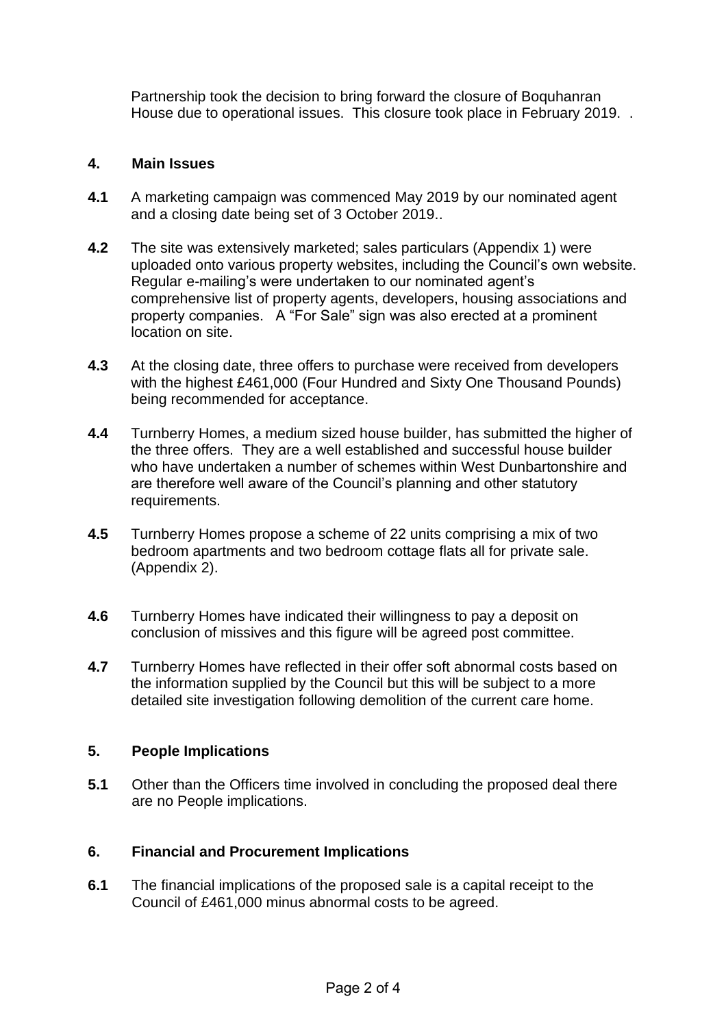Partnership took the decision to bring forward the closure of Boquhanran House due to operational issues. This closure took place in February 2019. .

## 4. Main Issues

**4.1** A marketing campaign was commenced May 2019 by our nominated agent and a closing date being set of 3 October 2019..

**4.2** The site was extensively marketed; sales particulars (Appendix 1) were uploaded onto various property websites, including the Council's own website. Regular e-mailing's were undertaken to our nominated agent's comprehensive list of property agents, developers, housing associations and property companies. A "For Sale" sign was also erected at a prominent location on site.

**4.3** At the closing date, three offers to purchase were received from developers with the highest £461,000 (Four Hundred and Sixty One Thousand Pounds) being recommended for acceptance.

**4.4** Turnberry Homes, a medium sized house builder, has submitted the higher of the three offers. They are a well established and successful house builder who have undertaken a number of schemes within West Dunbartonshire and are therefore well aware of the Council's planning and other statutory requirements.

**4.5** Turnberry Homes propose a scheme of 22 units comprising a mix of two bedroom apartments and two bedroom cottage flats all for private sale. (Appendix 2).

**4.6** Turnberry Homes have indicated their willingness to pay a deposit on conclusion of missives and this figure will be agreed post committee.

**4.7** Turnberry Homes have reflected in their offer soft abnormal costs based on the information supplied by the Council but this will be subject to a more detailed site investigation following demolition of the current care home.

## 5. People Implications

**5.1** Other than the Officers time involved in concluding the proposed deal there are no People implications.

## 6. Financial and Procurement Implications

**6.1** The financial implications of the proposed sale is a capital receipt to the Council of £461,000 minus abnormal costs to be agreed.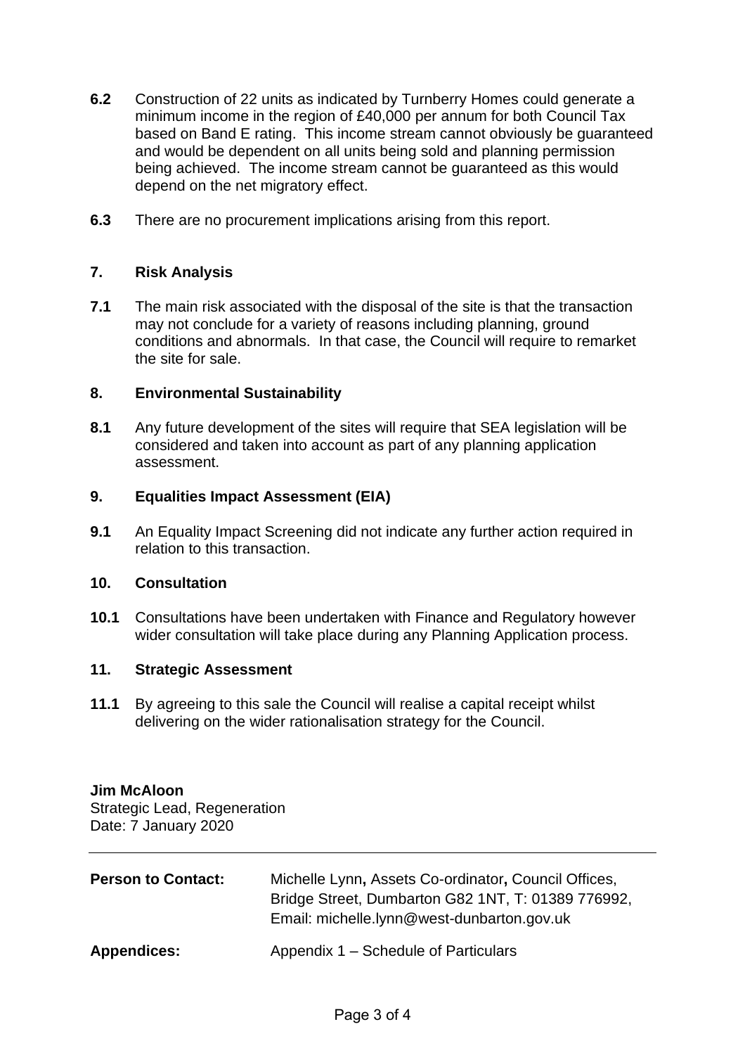**6.2** Construction of 22 units as indicated by Turnberry Homes could generate a minimum income in the region of £40,000 per annum for both Council Tax based on Band E rating. This income stream cannot obviously be guaranteed and would be dependent on all units being sold and planning permission being achieved. The income stream cannot be guaranteed as this would depend on the net migratory effect.

**6.3** There are no procurement implications arising from this report.

## 7. Risk Analysis

**7.1** The main risk associated with the disposal of the site is that the transaction may not conclude for a variety of reasons including planning, ground conditions and abnormals. In that case, the Council will require to remarket the site for sale.

## 8. Environmental Sustainability

**8.1** Any future development of the sites will require that SEA legislation will be considered and taken into account as part of any planning application assessment.

## 9. Equalities Impact Assessment (EIA)

**9.1** An Equality Impact Screening did not indicate any further action required in relation to this transaction.

## 10. Consultation

**10.1** Consultations have been undertaken with Finance and Regulatory however wider consultation will take place during any Planning Application process.

## 11. Strategic Assessment

**11.1** By agreeing to this sale the Council will realise a capital receipt whilst delivering on the wider rationalisation strategy for the Council.

**Jim McAloon**
Strategic Lead, Regeneration
Date: 7 January 2020

---

**Person to Contact:** Michelle Lynn**,** Assets Co-ordinator**,** Council Offices, Bridge Street, Dumbarton G82 1NT, T: 01389 776992, Email: michelle.lynn@west-dunbarton.gov.uk

**Appendices:** Appendix 1 – Schedule of Particulars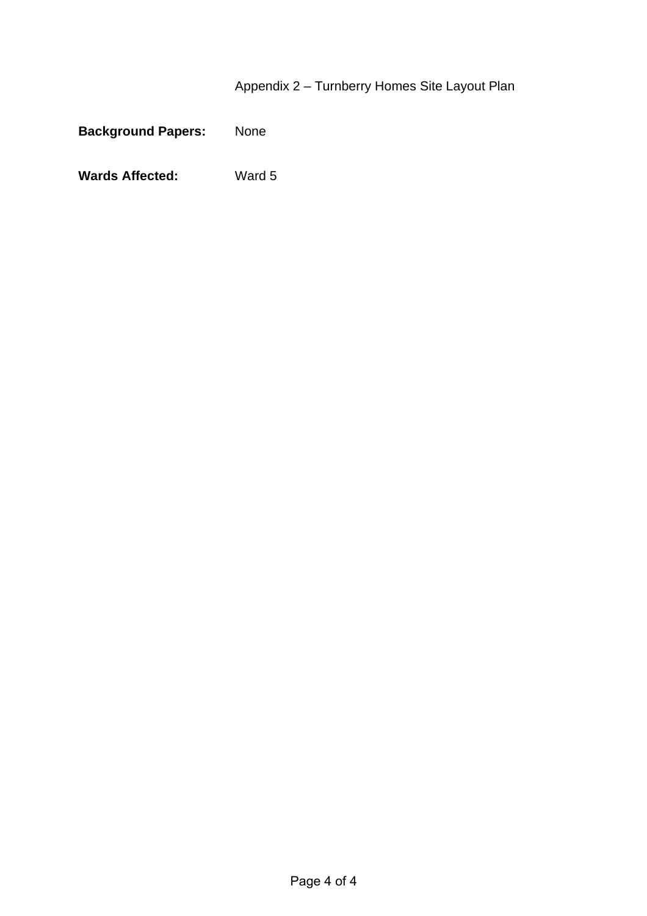Appendix 2 – Turnberry Homes Site Layout Plan

**Background Papers:** None

**Wards Affected:** Ward 5